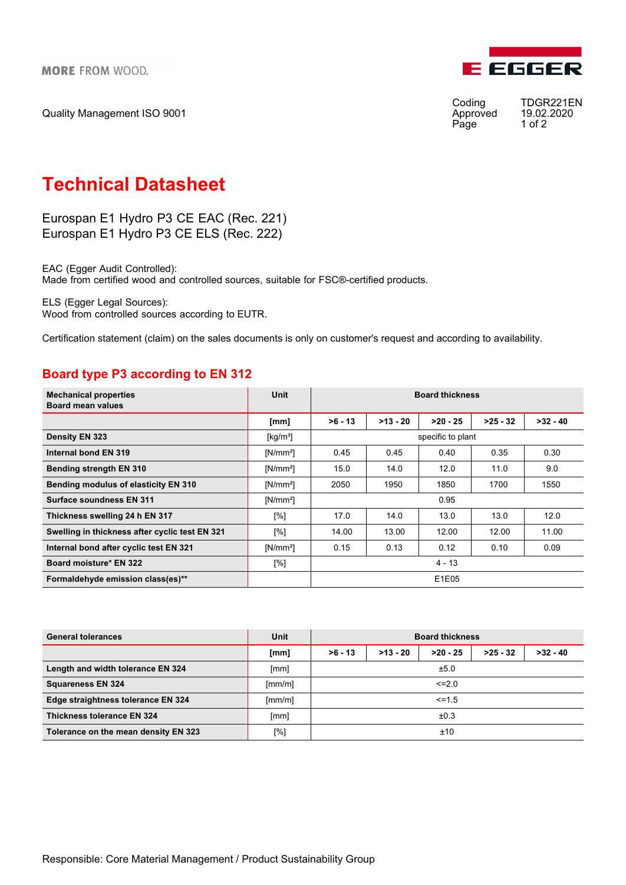MORE FROM WOOD.

EGGER

Quality Management ISO 9001

Coding TDGR221EN
Approved 19.02.2020

# Technical Datasheet

Eurospan E1 Hydro P3 CE EAC (Rec. 221)
Eurospan E1 Hydro P3 CE ELS (Rec. 222)

EAC (Egger Audit Controlled):
Made from certified wood and controlled sources, suitable for FSC®-certified products.

ELS (Egger Legal Sources):
Wood from controlled sources according to EUTR.

Certification statement (claim) on the sales documents is only on customer's request and according to availability.

## Board type P3 according to EN 312

| **Mechanical properties Board mean values** | **Unit** | **Board thickness** | | | | |
|---|---|---|---|---|---|---|
| | **[mm]** | **>6 - 13** | **>13 - 20** | **>20 - 25** | **>25 - 32** | **>32 - 40** |
| **Density EN 323** | [kg/m³] | specific to plant | | | | |
| **Internal bond EN 319** | [N/mm²] | 0.45 | 0.45 | 0.40 | 0.35 | 0.30 |
| **Bending strength EN 310** | [N/mm²] | 15.0 | 14.0 | 12.0 | 11.0 | 9.0 |
| **Bending modulus of elasticity EN 310** | [N/mm²] | 2050 | 1950 | 1850 | 1700 | 1550 |
| **Surface soundness EN 311** | [N/mm²] | 0.95 | | | | |
| **Thickness swelling 24 h EN 317** | [%] | 17.0 | 14.0 | 13.0 | 13.0 | 12.0 |
| **Swelling in thickness after cyclic test EN 321** | [%] | 14.00 | 13.00 | 12.00 | 12.00 | 11.00 |
| **Internal bond after cyclic test EN 321** | [N/mm²] | 0.15 | 0.13 | 0.12 | 0.10 | 0.09 |
| **Board moisture* EN 322** | [%] | 4 - 13 | | | | |
| **Formaldehyde emission class(es)**** | | E1E05 | | | | |

| **General tolerances** | **Unit** | **Board thickness** | | | | |
|---|---|---|---|---|---|---|
| | **[mm]** | **>6 - 13** | **>13 - 20** | **>20 - 25** | **>25 - 32** | **>32 - 40** |
| **Length and width tolerance EN 324** | [mm] | ±5.0 | | | | |
| **Squareness EN 324** | [mm/m] | <=2.0 | | | | |
| **Edge straightness tolerance EN 324** | [mm/m] | <=1.5 | | | | |
| **Thickness tolerance EN 324** | [mm] | ±0.3 | | | | |
| **Tolerance on the mean density EN 323** | [%] | ±10 | | | | |

Responsible: Core Material Management / Product Sustainability Group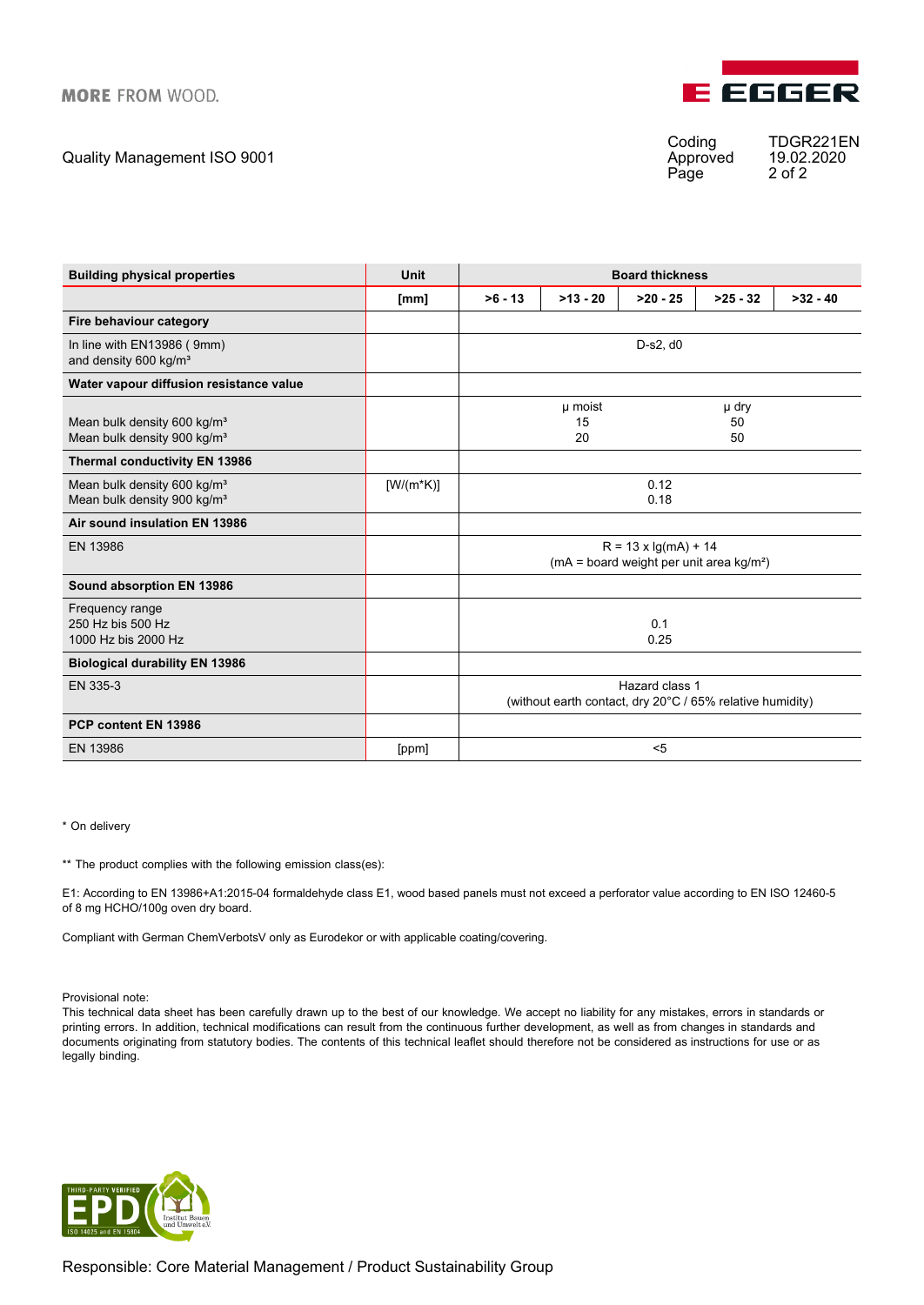Quality Management ISO 9001

| | |
|---|---|
| Coding | TDGR221EN |
| Approved | 19.02.2020 |

| Building physical properties | Unit | Board thickness | | | | |
|---|---|---|---|---|---|---|
| | [mm] | >6 - 13 | >13 - 20 | >20 - 25 | >25 - 32 | >32 - 40 |
| **Fire behaviour category** | | | | | | |
| In line with EN13986 ( 9mm) and density 600 kg/m³ | | D-s2, d0 | | | | |
| **Water vapour diffusion resistance value** | | | | | | |
| Mean bulk density 600 kg/m³ | | | μ moist 15 | | μ dry 50 | |
| Mean bulk density 900 kg/m³ | | | 20 | | 50 | |
| **Thermal conductivity EN 13986** | | | | | | |
| Mean bulk density 600 kg/m³ | [W/(m*K)] | 0.12 | | | | |
| Mean bulk density 900 kg/m³ | | 0.18 | | | | |
| **Air sound insulation EN 13986** | | | | | | |
| EN 13986 | | R = 13 x lg(mA) + 14 (mA = board weight per unit area kg/m²) | | | | |
| **Sound absorption EN 13986** | | | | | | |
| Frequency range | | | | | | |
| 250 Hz bis 500 Hz | | 0.1 | | | | |
| 1000 Hz bis 2000 Hz | | 0.25 | | | | |
| **Biological durability EN 13986** | | | | | | |
| EN 335-3 | | Hazard class 1 (without earth contact, dry 20°C / 65% relative humidity) | | | | |
| **PCP content EN 13986** | | | | | | |
| EN 13986 | [ppm] | <5 | | | | |

\* On delivery

\** The product complies with the following emission class(es):

E1: According to EN 13986+A1:2015-04 formaldehyde class E1, wood based panels must not exceed a perforator value according to EN ISO 12460-5 of 8 mg HCHO/100g oven dry board.

Compliant with German ChemVerbotsV only as Eurodekor or with applicable coating/covering.

Provisional note:
This technical data sheet has been carefully drawn up to the best of our knowledge. We accept no liability for any mistakes, errors in standards or printing errors. In addition, technical modifications can result from the continuous further development, as well as from changes in standards and documents originating from statutory bodies. The contents of this technical leaflet should therefore not be considered as instructions for use or as legally binding.

Responsible: Core Material Management / Product Sustainability Group